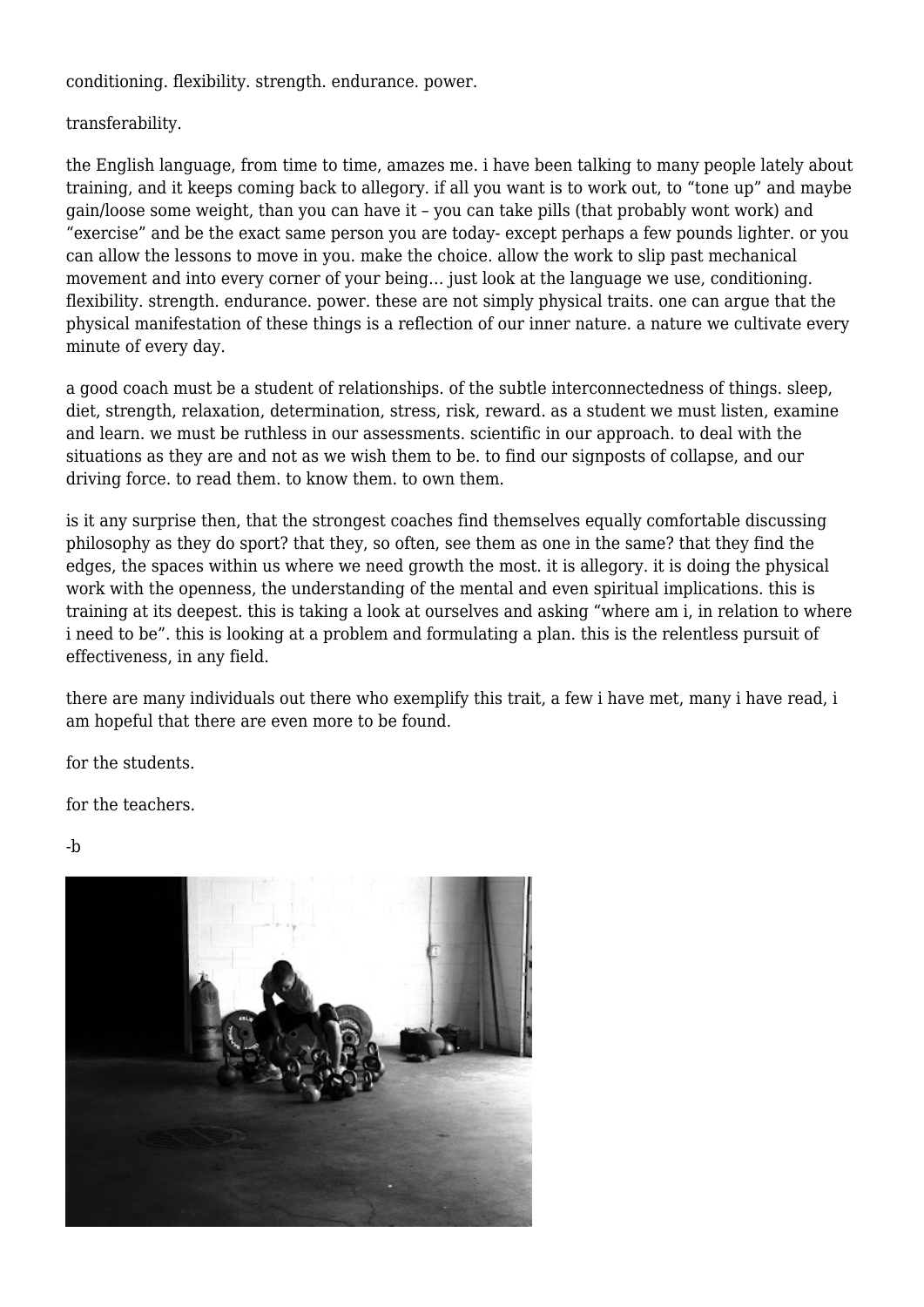conditioning. flexibility. strength. endurance. power.

transferability.

the English language, from time to time, amazes me. i have been talking to many people lately about training, and it keeps coming back to allegory. if all you want is to work out, to “tone up” and maybe gain/loose some weight, than you can have it – you can take pills (that probably wont work) and “exercise” and be the exact same person you are today- except perhaps a few pounds lighter. or you can allow the lessons to move in you. make the choice. allow the work to slip past mechanical movement and into every corner of your being… just look at the language we use, conditioning. flexibility. strength. endurance. power. these are not simply physical traits. one can argue that the physical manifestation of these things is a reflection of our inner nature. a nature we cultivate every minute of every day.

a good coach must be a student of relationships. of the subtle interconnectedness of things. sleep, diet, strength, relaxation, determination, stress, risk, reward. as a student we must listen, examine and learn. we must be ruthless in our assessments. scientific in our approach. to deal with the situations as they are and not as we wish them to be. to find our signposts of collapse, and our driving force. to read them. to know them. to own them.

is it any surprise then, that the strongest coaches find themselves equally comfortable discussing philosophy as they do sport? that they, so often, see them as one in the same? that they find the edges, the spaces within us where we need growth the most. it is allegory. it is doing the physical work with the openness, the understanding of the mental and even spiritual implications. this is training at its deepest. this is taking a look at ourselves and asking “where am i, in relation to where i need to be”. this is looking at a problem and formulating a plan. this is the relentless pursuit of effectiveness, in any field.

there are many individuals out there who exemplify this trait, a few i have met, many i have read, i am hopeful that there are even more to be found.

for the students.

for the teachers.

-b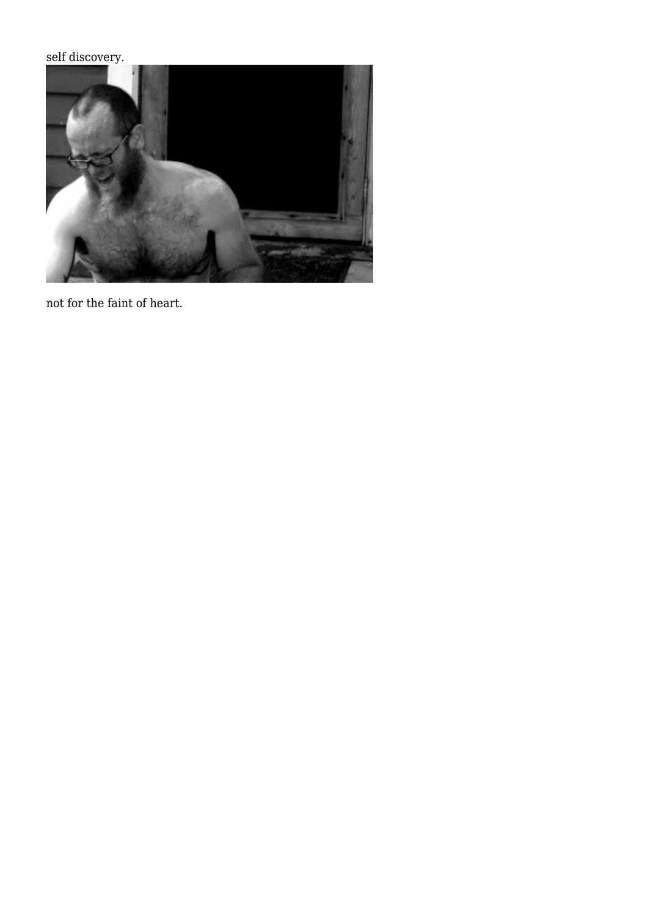self discovery.

not for the faint of heart.